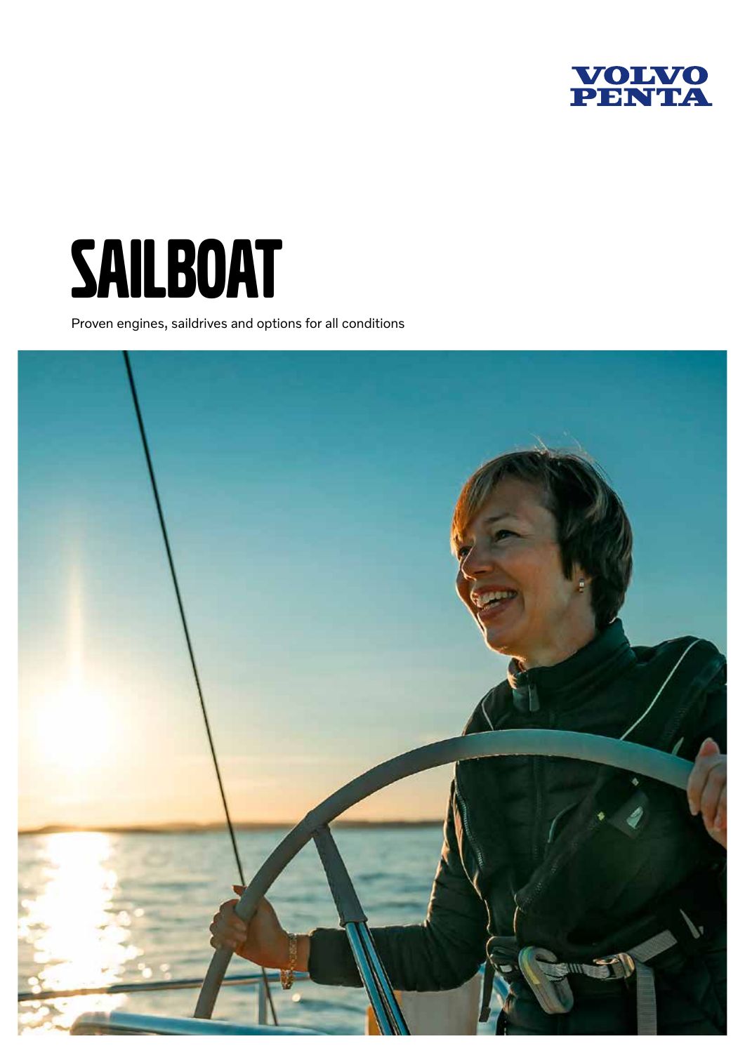VOLVO PENTA

# SAILBOAT

Proven engines, saildrives and options for all conditions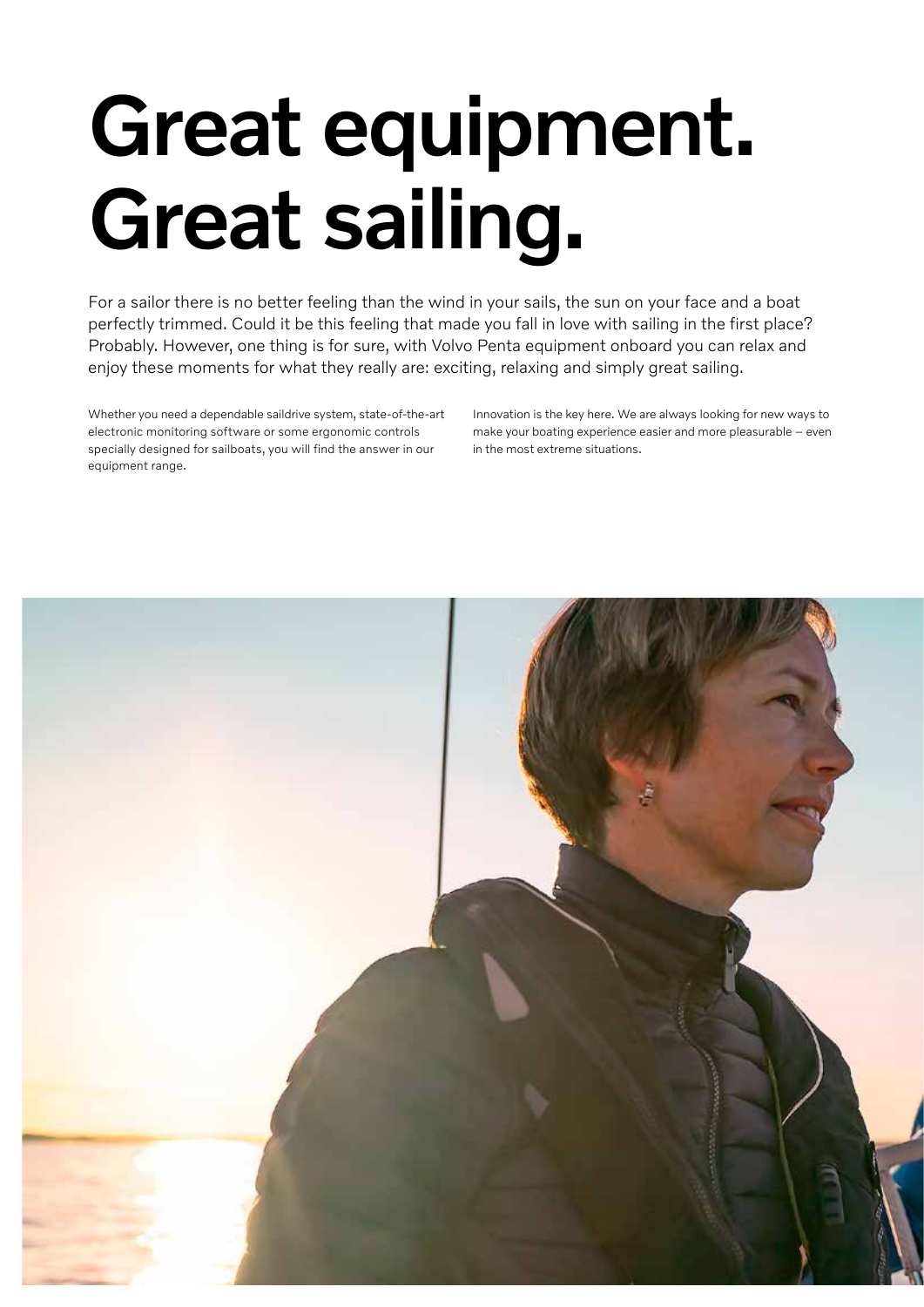# Great equipment. Great sailing.

For a sailor there is no better feeling than the wind in your sails, the sun on your face and a boat perfectly trimmed. Could it be this feeling that made you fall in love with sailing in the first place? Probably. However, one thing is for sure, with Volvo Penta equipment onboard you can relax and enjoy these moments for what they really are: exciting, relaxing and simply great sailing.

Whether you need a dependable saildrive system, state-of-the-art electronic monitoring software or some ergonomic controls specially designed for sailboats, you will find the answer in our equipment range.

Innovation is the key here. We are always looking for new ways to make your boating experience easier and more pleasurable – even in the most extreme situations.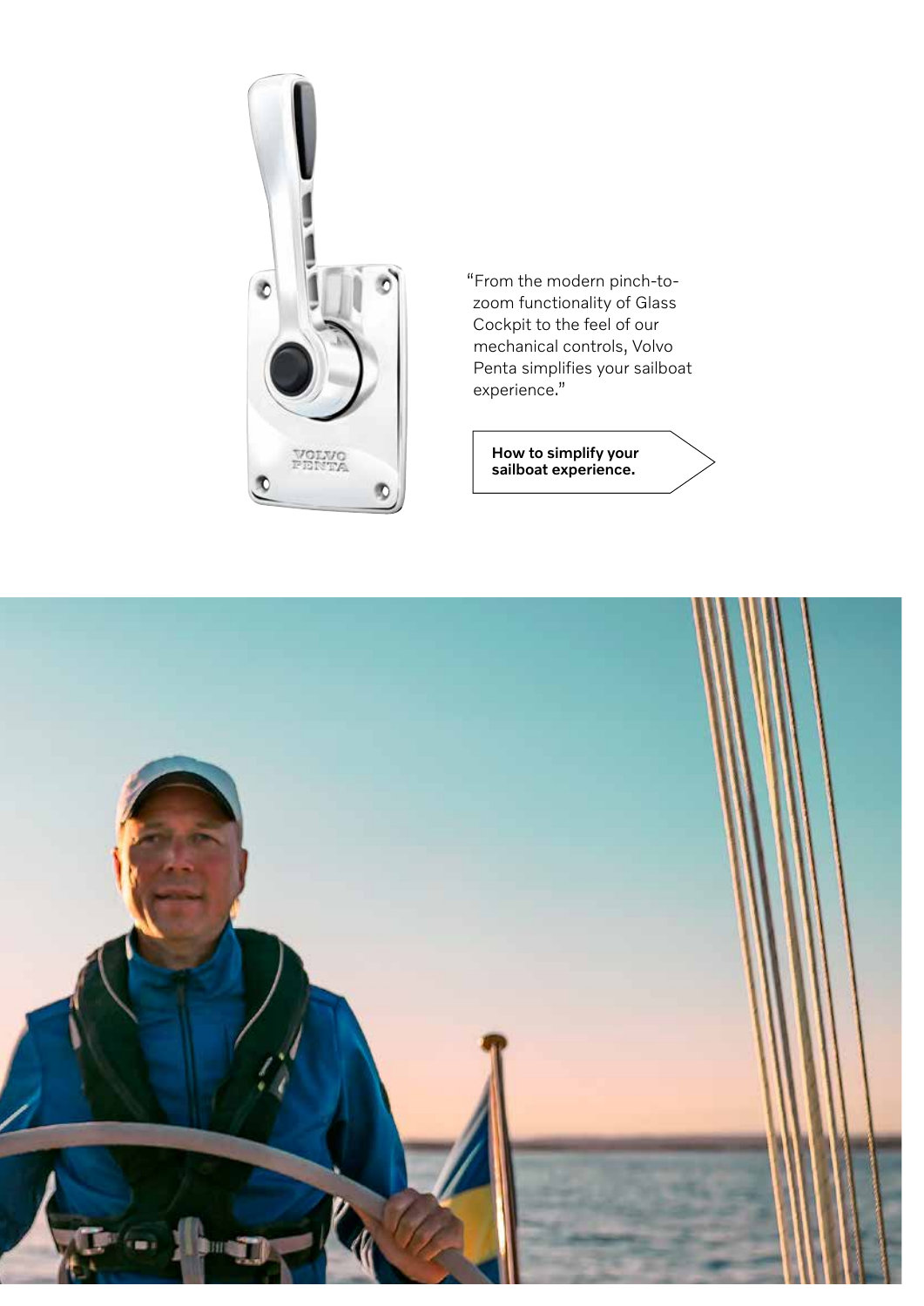"From the modern pinch-to-zoom functionality of Glass Cockpit to the feel of our mechanical controls, Volvo Penta simplifies your sailboat experience."

**How to simplify your sailboat experience.**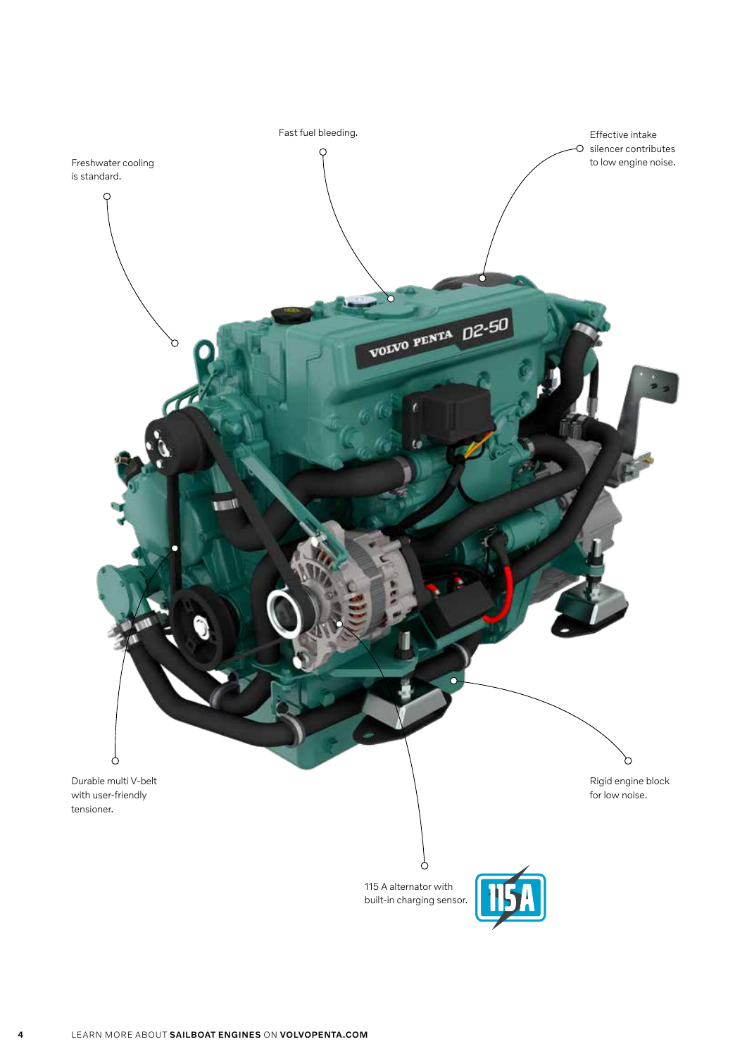Freshwater cooling is standard.

Fast fuel bleeding.

Effective intake silencer contributes to low engine noise.

Durable multi V-belt with user-friendly tensioner.

Rigid engine block for low noise.

115 A alternator with built-in charging sensor.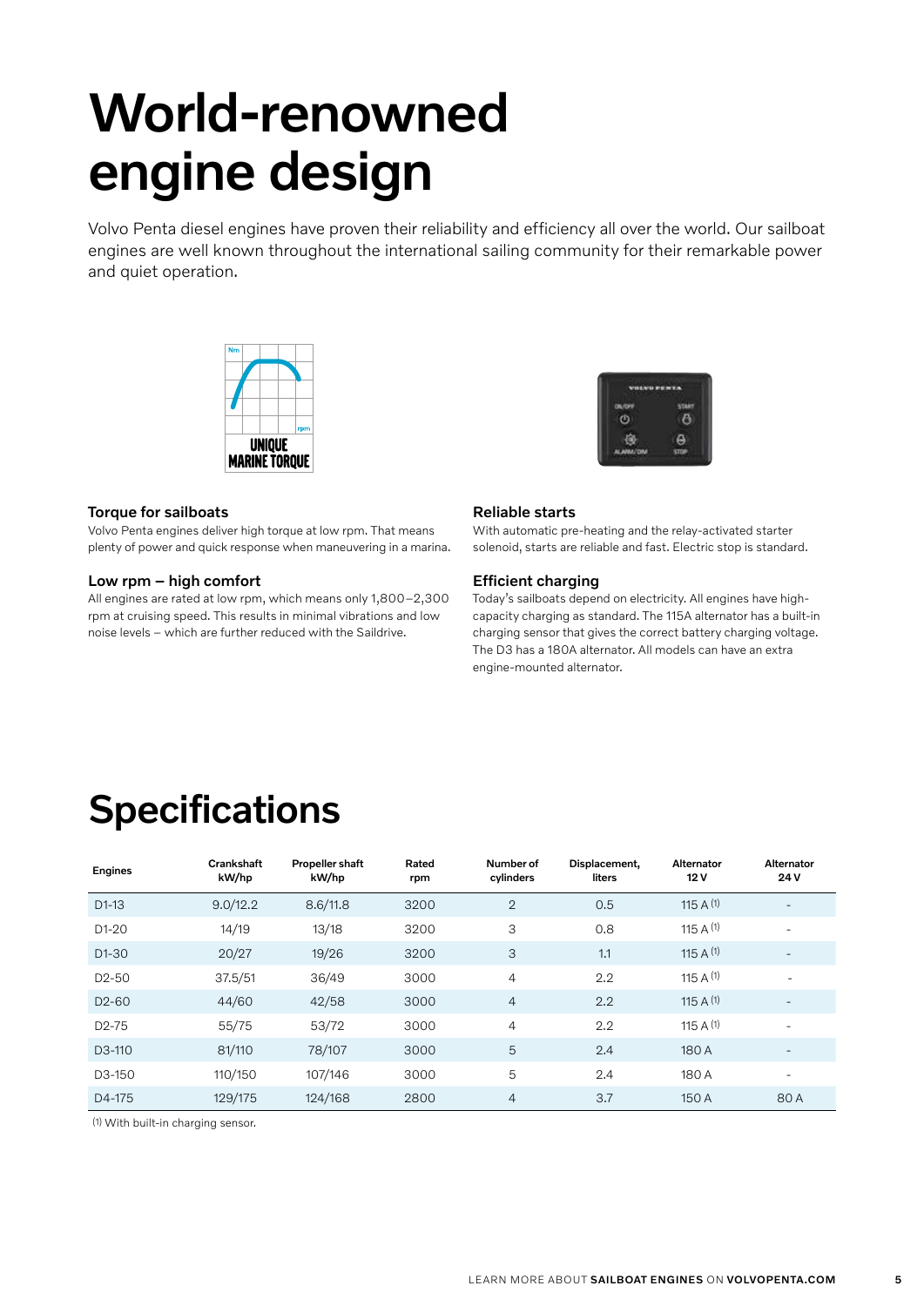# World-renowned engine design

Volvo Penta diesel engines have proven their reliability and efficiency all over the world. Our sailboat engines are well known throughout the international sailing community for their remarkable power and quiet operation.

### Torque for sailboats

Volvo Penta engines deliver high torque at low rpm. That means plenty of power and quick response when maneuvering in a marina.

### Low rpm – high comfort

All engines are rated at low rpm, which means only 1,800–2,300 rpm at cruising speed. This results in minimal vibrations and low noise levels – which are further reduced with the Saildrive.

### Reliable starts

With automatic pre-heating and the relay-activated starter solenoid, starts are reliable and fast. Electric stop is standard.

### Efficient charging

Today's sailboats depend on electricity. All engines have high-capacity charging as standard. The 115A alternator has a built-in charging sensor that gives the correct battery charging voltage. The D3 has a 180A alternator. All models can have an extra engine-mounted alternator.

# Specifications

| Engines | Crankshaft kW/hp | Propeller shaft kW/hp | Rated rpm | Number of cylinders | Displacement, liters | Alternator 12 V | Alternator 24 V |
|---|---|---|---|---|---|---|---|
| D1-13 | 9.0/12.2 | 8.6/11.8 | 3200 | 2 | 0.5 | 115 A (1) | - |
| D1-20 | 14/19 | 13/18 | 3200 | 3 | 0.8 | 115 A (1) | - |
| D1-30 | 20/27 | 19/26 | 3200 | 3 | 1.1 | 115 A (1) | - |
| D2-50 | 37.5/51 | 36/49 | 3000 | 4 | 2.2 | 115 A (1) | - |
| D2-60 | 44/60 | 42/58 | 3000 | 4 | 2.2 | 115 A (1) | - |
| D2-75 | 55/75 | 53/72 | 3000 | 4 | 2.2 | 115 A (1) | - |
| D3-110 | 81/110 | 78/107 | 3000 | 5 | 2.4 | 180 A | - |
| D3-150 | 110/150 | 107/146 | 3000 | 5 | 2.4 | 180 A | - |
| D4-175 | 129/175 | 124/168 | 2800 | 4 | 3.7 | 150 A | 80 A |

(1) With built-in charging sensor.

LEARN MORE ABOUT **SAILBOAT ENGINES** ON **VOLVOPENTA.COM**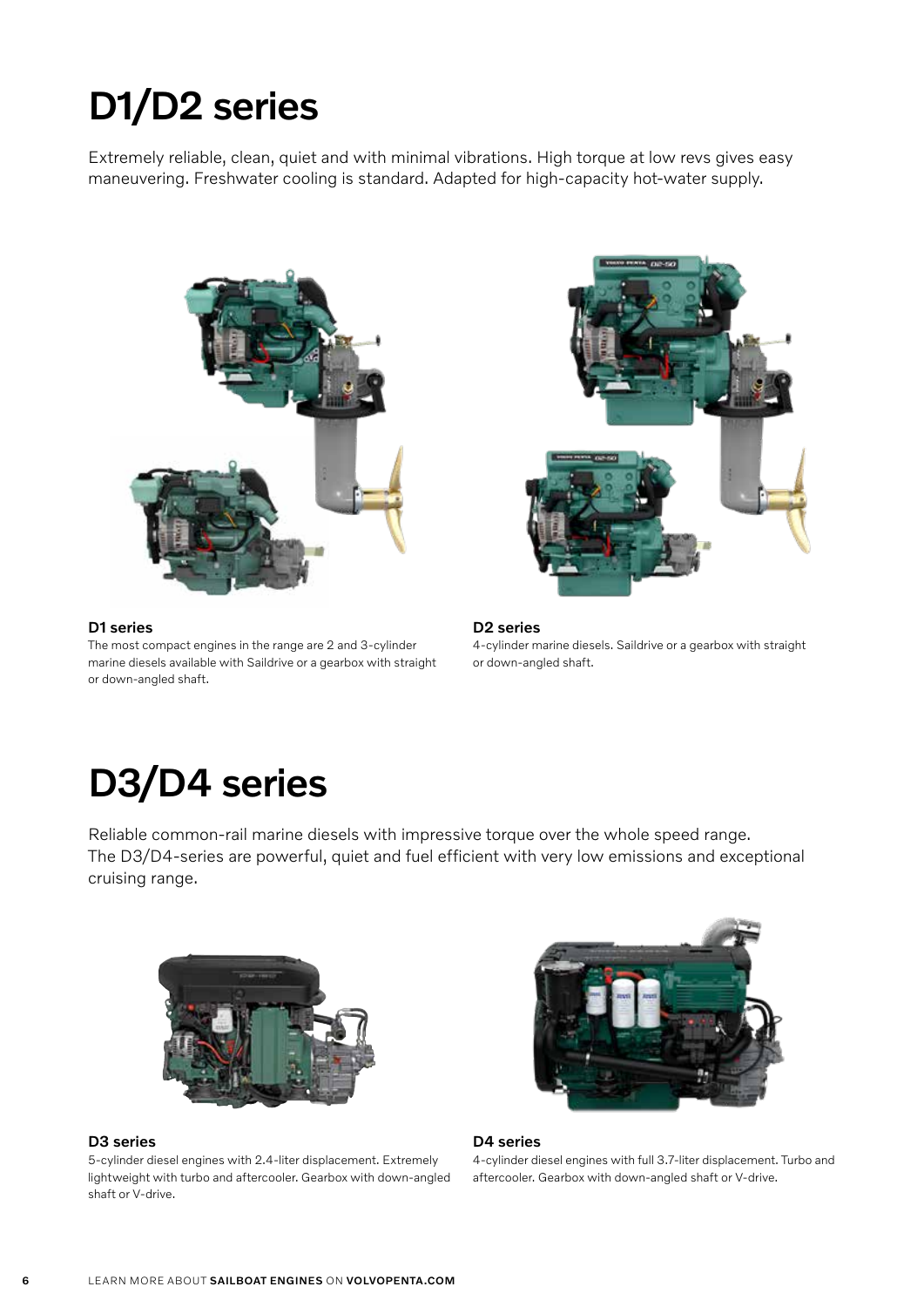# D1/D2 series

Extremely reliable, clean, quiet and with minimal vibrations. High torque at low revs gives easy maneuvering. Freshwater cooling is standard. Adapted for high-capacity hot-water supply.

### D1 series

The most compact engines in the range are 2 and 3-cylinder marine diesels available with Saildrive or a gearbox with straight or down-angled shaft.

### D2 series

4-cylinder marine diesels. Saildrive or a gearbox with straight or down-angled shaft.

# D3/D4 series

Reliable common-rail marine diesels with impressive torque over the whole speed range. The D3/D4-series are powerful, quiet and fuel efficient with very low emissions and exceptional cruising range.

### D3 series

5-cylinder diesel engines with 2.4-liter displacement. Extremely lightweight with turbo and aftercooler. Gearbox with down-angled shaft or V-drive.

### D4 series

4-cylinder diesel engines with full 3.7-liter displacement. Turbo and aftercooler. Gearbox with down-angled shaft or V-drive.

LEARN MORE ABOUT **SAILBOAT ENGINES** ON **VOLVOPENTA.COM**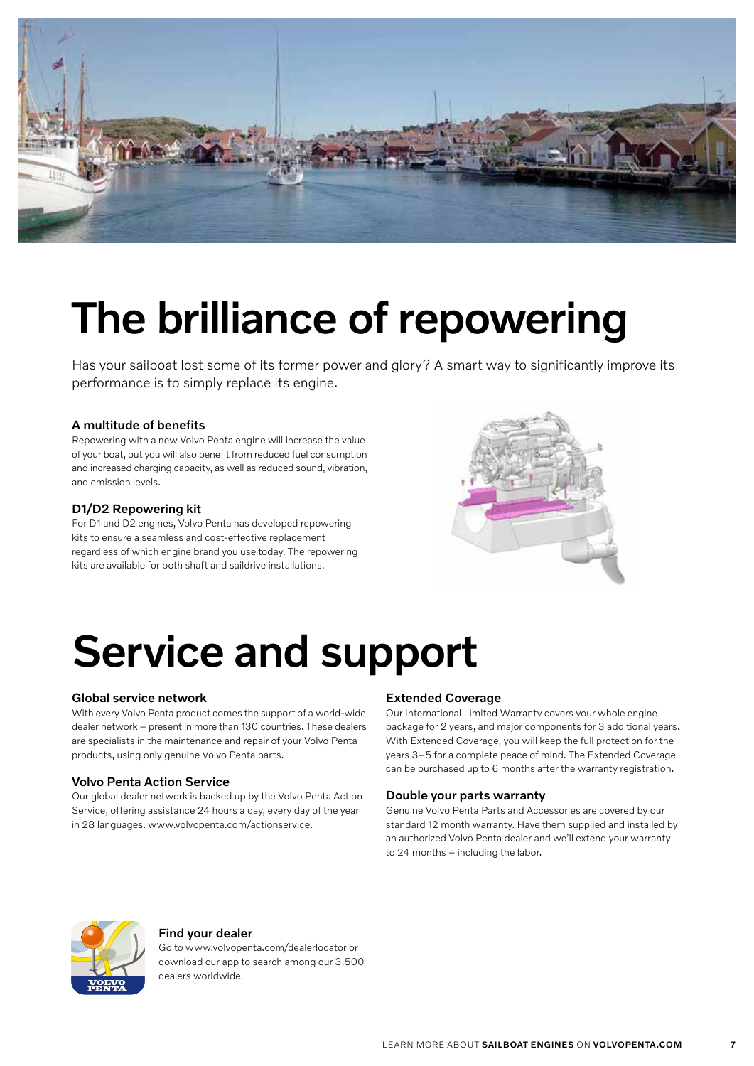# The brilliance of repowering

Has your sailboat lost some of its former power and glory? A smart way to significantly improve its performance is to simply replace its engine.

### A multitude of benefits

Repowering with a new Volvo Penta engine will increase the value of your boat, but you will also benefit from reduced fuel consumption and increased charging capacity, as well as reduced sound, vibration, and emission levels.

### D1/D2 Repowering kit

For D1 and D2 engines, Volvo Penta has developed repowering kits to ensure a seamless and cost-effective replacement regardless of which engine brand you use today. The repowering kits are available for both shaft and saildrive installations.

# Service and support

### Global service network

With every Volvo Penta product comes the support of a world-wide dealer network – present in more than 130 countries. These dealers are specialists in the maintenance and repair of your Volvo Penta products, using only genuine Volvo Penta parts.

### Volvo Penta Action Service

Our global dealer network is backed up by the Volvo Penta Action Service, offering assistance 24 hours a day, every day of the year in 28 languages. www.volvopenta.com/actionservice.

### Extended Coverage

Our International Limited Warranty covers your whole engine package for 2 years, and major components for 3 additional years. With Extended Coverage, you will keep the full protection for the years 3–5 for a complete peace of mind. The Extended Coverage can be purchased up to 6 months after the warranty registration.

### Double your parts warranty

Genuine Volvo Penta Parts and Accessories are covered by our standard 12 month warranty. Have them supplied and installed by an authorized Volvo Penta dealer and we'll extend your warranty to 24 months – including the labor.

### Find your dealer

Go to www.volvopenta.com/dealerlocator or download our app to search among our 3,500 dealers worldwide.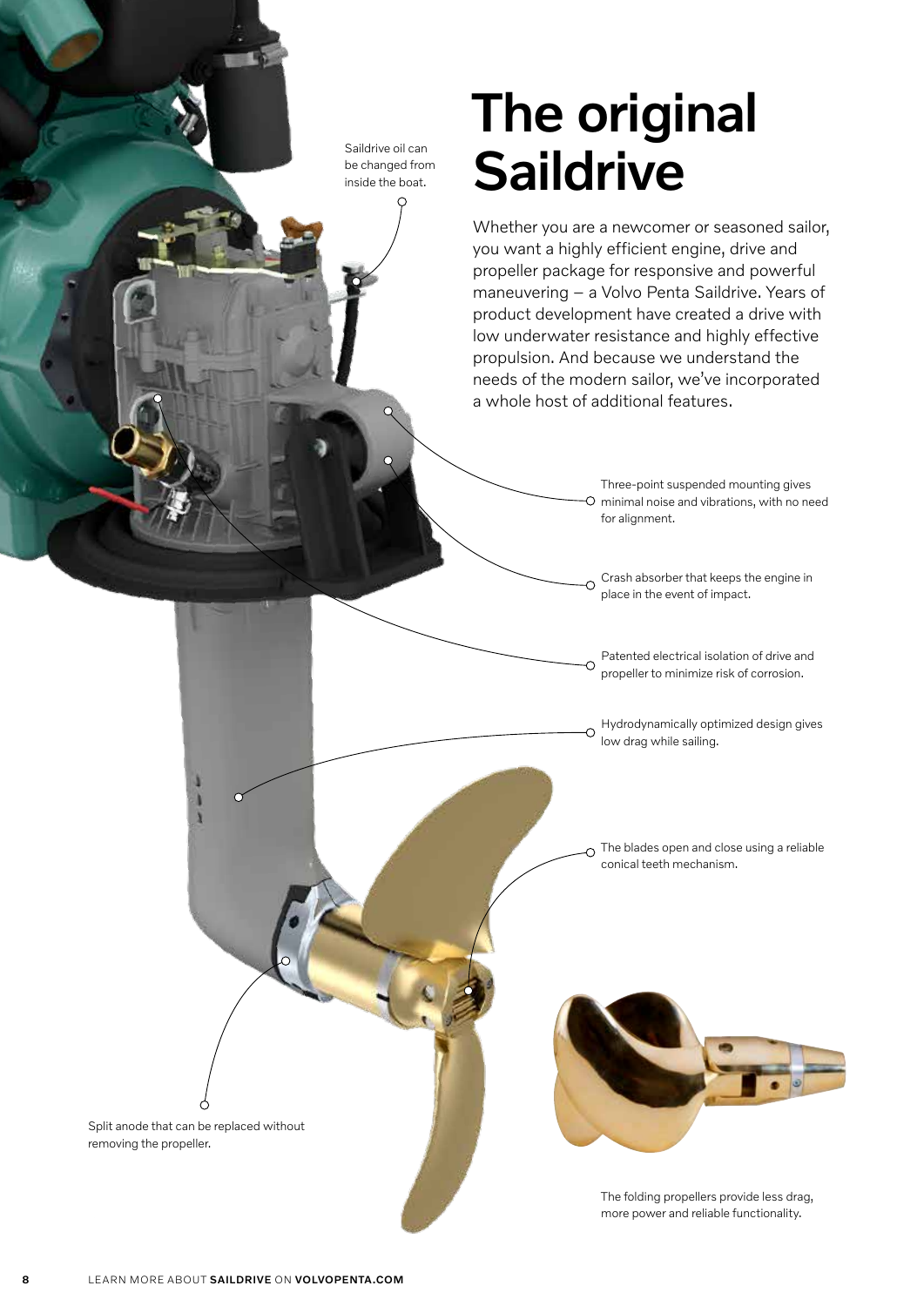# The original Saildrive

Whether you are a newcomer or seasoned sailor, you want a highly efficient engine, drive and propeller package for responsive and powerful maneuvering – a Volvo Penta Saildrive. Years of product development have created a drive with low underwater resistance and highly effective propulsion. And because we understand the needs of the modern sailor, we've incorporated a whole host of additional features.

Saildrive oil can be changed from inside the boat.

Three-point suspended mounting gives minimal noise and vibrations, with no need for alignment.

Crash absorber that keeps the engine in place in the event of impact.

Patented electrical isolation of drive and propeller to minimize risk of corrosion.

Hydrodynamically optimized design gives low drag while sailing.

The blades open and close using a reliable conical teeth mechanism.

Split anode that can be replaced without removing the propeller.

The folding propellers provide less drag, more power and reliable functionality.

LEARN MORE ABOUT **SAILDRIVE** ON **VOLVOPENTA.COM**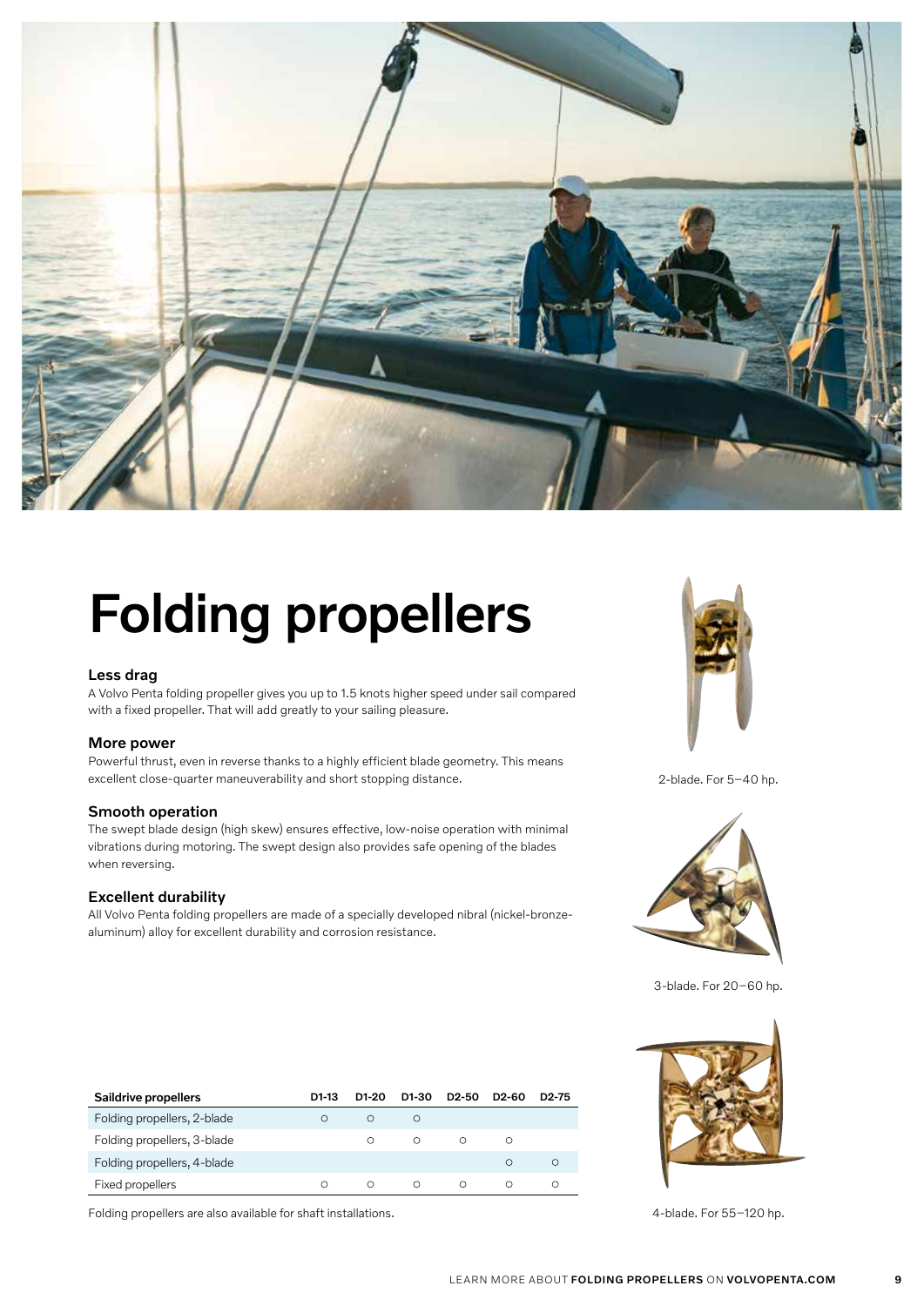# Folding propellers

### Less drag

A Volvo Penta folding propeller gives you up to 1.5 knots higher speed under sail compared with a fixed propeller. That will add greatly to your sailing pleasure.

### More power

Powerful thrust, even in reverse thanks to a highly efficient blade geometry. This means excellent close-quarter maneuverability and short stopping distance.

### Smooth operation

The swept blade design (high skew) ensures effective, low-noise operation with minimal vibrations during motoring. The swept design also provides safe opening of the blades when reversing.

### Excellent durability

All Volvo Penta folding propellers are made of a specially developed nibral (nickel-bronze-aluminum) alloy for excellent durability and corrosion resistance.

2-blade. For 5–40 hp.

3-blade. For 20–60 hp.

4-blade. For 55–120 hp.

| Saildrive propellers | D1-13 | D1-20 | D1-30 | D2-50 | D2-60 | D2-75 |
|---|---|---|---|---|---|---|
| Folding propellers, 2-blade | ○ | ○ | ○ | | | |
| Folding propellers, 3-blade | | ○ | ○ | ○ | ○ | |
| Folding propellers, 4-blade | | | | | ○ | ○ |
| Fixed propellers | ○ | ○ | ○ | ○ | ○ | ○ |

Folding propellers are also available for shaft installations.

LEARN MORE ABOUT **FOLDING PROPELLERS** ON **VOLVOPENTA.COM**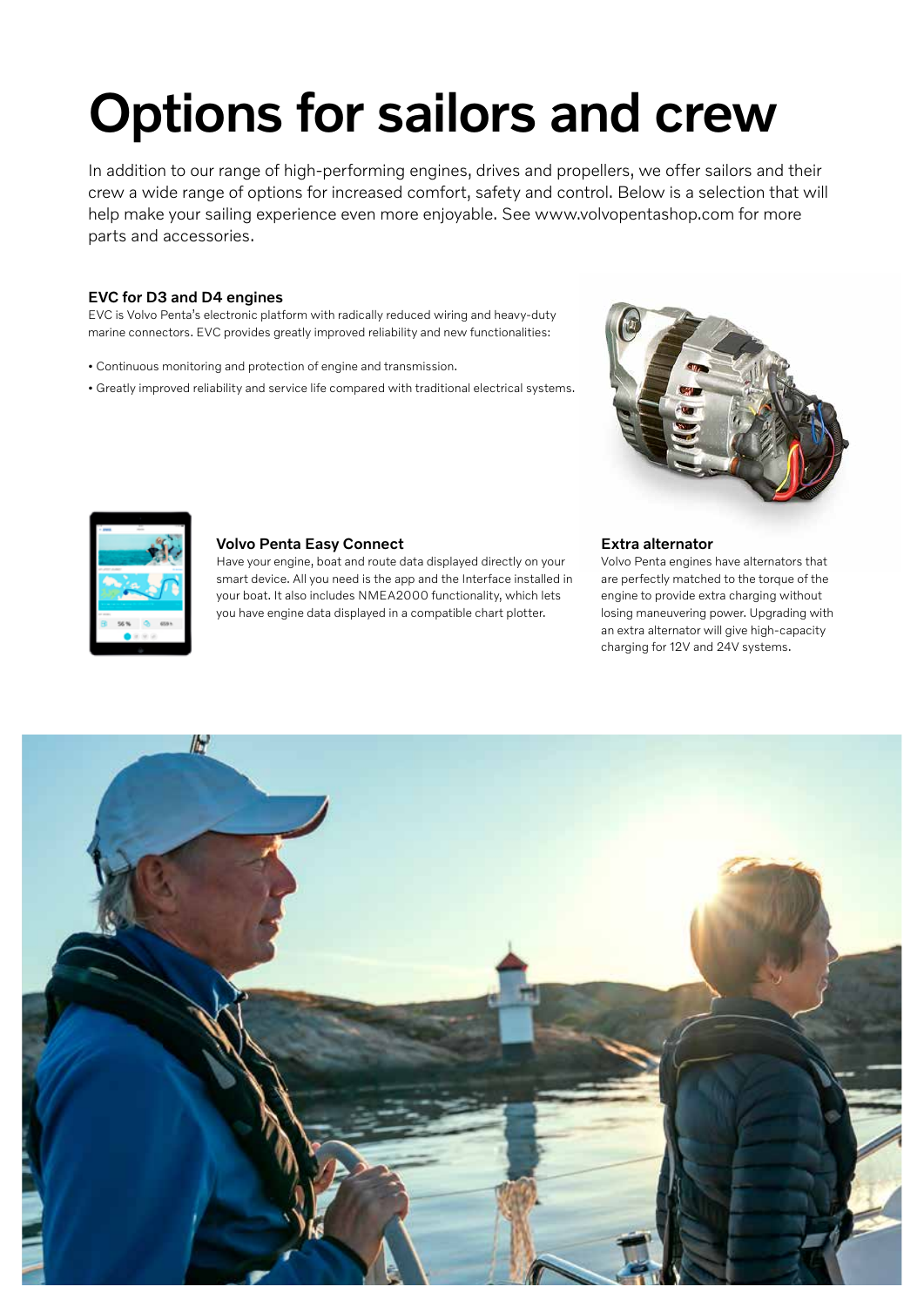# Options for sailors and crew

In addition to our range of high-performing engines, drives and propellers, we offer sailors and their crew a wide range of options for increased comfort, safety and control. Below is a selection that will help make your sailing experience even more enjoyable. See www.volvopentashop.com for more parts and accessories.

### EVC for D3 and D4 engines

EVC is Volvo Penta's electronic platform with radically reduced wiring and heavy-duty marine connectors. EVC provides greatly improved reliability and new functionalities:

- Continuous monitoring and protection of engine and transmission.
- Greatly improved reliability and service life compared with traditional electrical systems.

### Volvo Penta Easy Connect

Have your engine, boat and route data displayed directly on your smart device. All you need is the app and the Interface installed in your boat. It also includes NMEA2000 functionality, which lets you have engine data displayed in a compatible chart plotter.

### Extra alternator

Volvo Penta engines have alternators that are perfectly matched to the torque of the engine to provide extra charging without losing maneuvering power. Upgrading with an extra alternator will give high-capacity charging for 12V and 24V systems.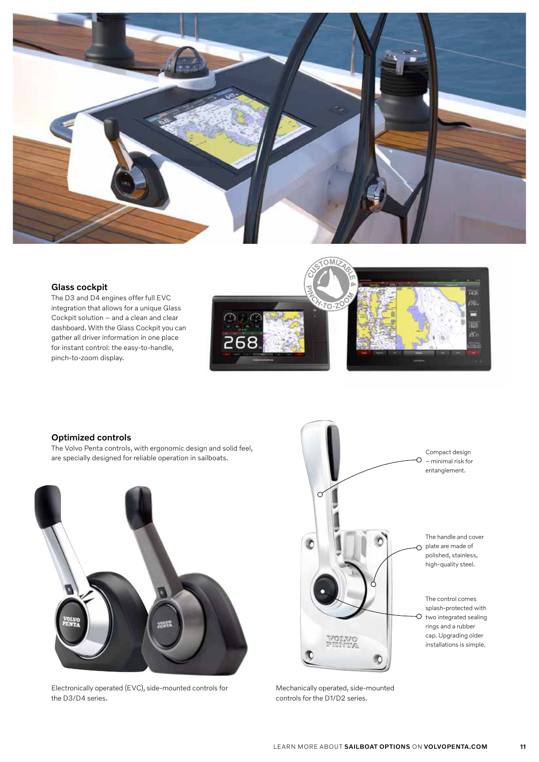## Glass cockpit

The D3 and D4 engines offer full EVC integration that allows for a unique Glass Cockpit solution – and a clean and clear dashboard. With the Glass Cockpit you can gather all driver information in one place for instant control: the easy-to-handle, pinch-to-zoom display.

## Optimized controls

The Volvo Penta controls, with ergonomic design and solid feel, are specially designed for reliable operation in sailboats.

Compact design – minimal risk for entanglement.

The handle and cover plate are made of polished, stainless, high-quality steel.

The control comes splash-protected with two integrated sealing rings and a rubber cap. Upgrading older installations is simple.

Electronically operated (EVC), side-mounted controls for the D3/D4 series.

Mechanically operated, side-mounted controls for the D1/D2 series.

LEARN MORE ABOUT **SAILBOAT OPTIONS** ON **VOLVOPENTA.COM**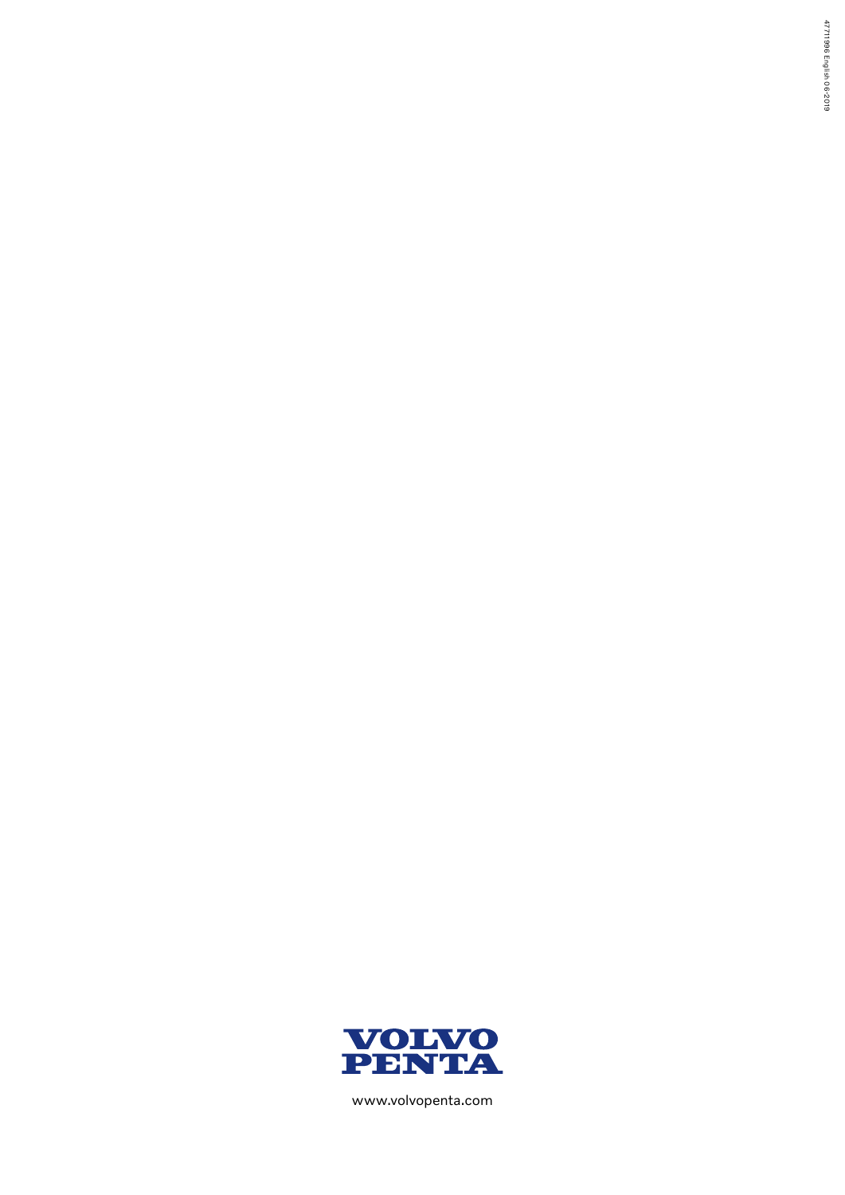47711996 English 06-2019

VOLVO
PENTA

www.volvopenta.com